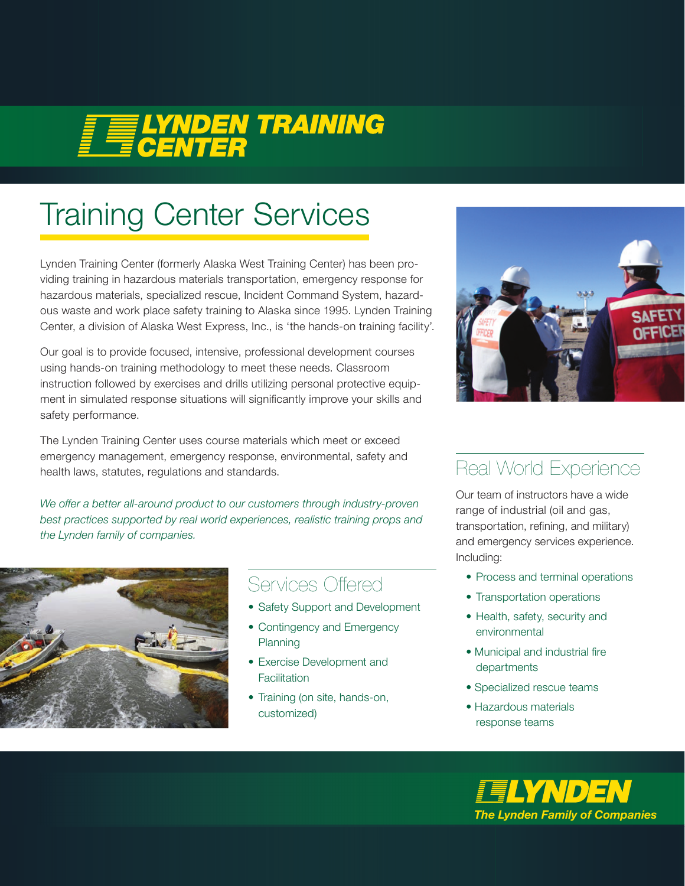# LYNDEN TRAINING CENTER

## Training Center Services

Lynden Training Center (formerly Alaska West Training Center) has been providing training in hazardous materials transportation, emergency response for hazardous materials, specialized rescue, Incident Command System, hazardous waste and work place safety training to Alaska since 1995. Lynden Training Center, a division of Alaska West Express, Inc., is 'the hands-on training facility'.

Our goal is to provide focused, intensive, professional development courses using hands-on training methodology to meet these needs. Classroom instruction followed by exercises and drills utilizing personal protective equipment in simulated response situations will significantly improve your skills and safety performance.

The Lynden Training Center uses course materials which meet or exceed emergency management, emergency response, environmental, safety and health laws, statutes, regulations and standards.

*We offer a better all-around product to our customers through industry-proven best practices supported by real world experiences, realistic training props and the Lynden family of companies.*

### Services Offered

- Safety Support and Development
- Contingency and Emergency Planning
- Exercise Development and Facilitation
- Training (on site, hands-on, customized)

### Real World Experience

Our team of instructors have a wide range of industrial (oil and gas, transportation, refining, and military) and emergency services experience. Including:

- Process and terminal operations
- Transportation operations
- Health, safety, security and environmental
- Municipal and industrial fire departments
- Specialized rescue teams
- Hazardous materials response teams

**LYNDEN**

***The Lynden Family of Companies***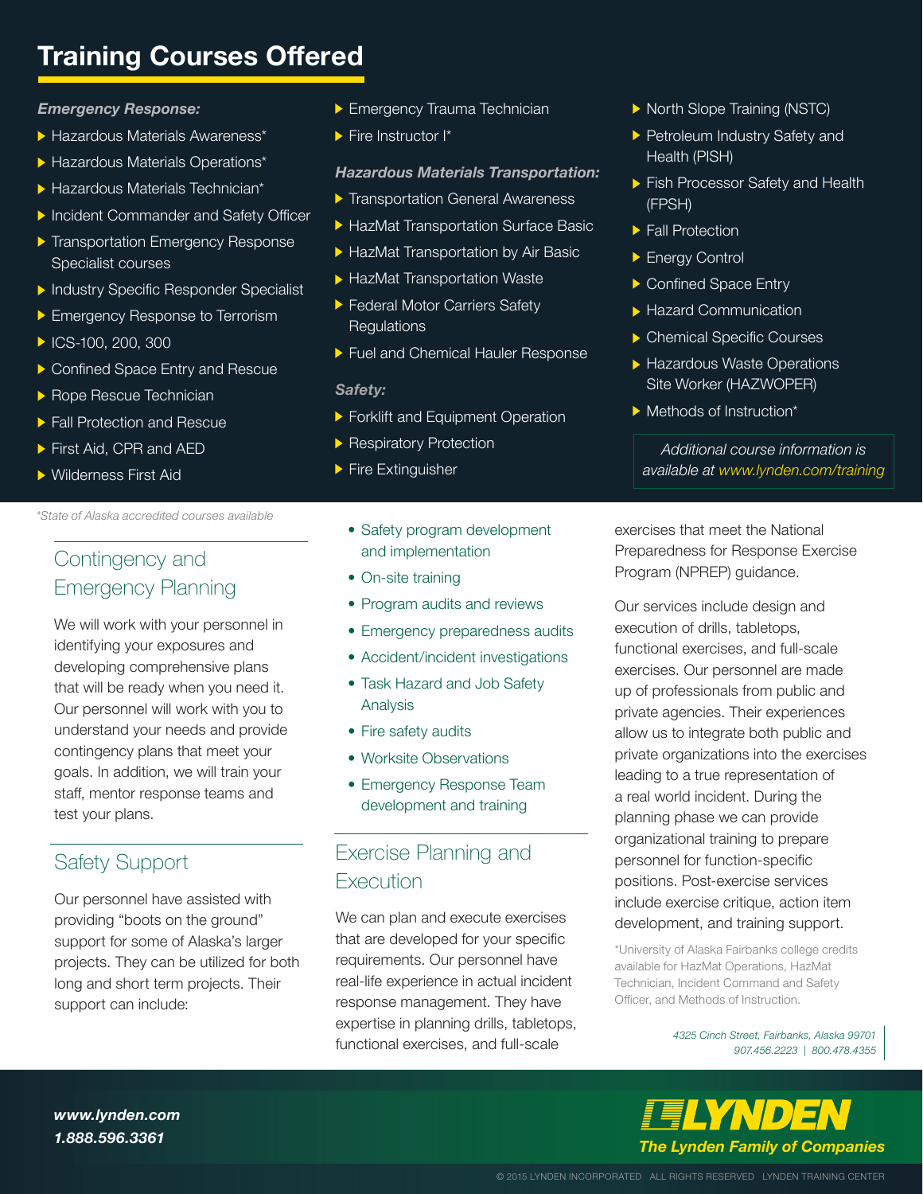# Training Courses Offered

***Emergency Response:***

- Hazardous Materials Awareness*
- Hazardous Materials Operations*
- Hazardous Materials Technician*
- Incident Commander and Safety Officer
- Transportation Emergency Response Specialist courses
- Industry Specific Responder Specialist
- Emergency Response to Terrorism
- ICS-100, 200, 300
- Confined Space Entry and Rescue
- Rope Rescue Technician
- Fall Protection and Rescue
- First Aid, CPR and AED
- Wilderness First Aid
- Emergency Trauma Technician
- Fire Instructor I*

***Hazardous Materials Transportation:***

- Transportation General Awareness
- HazMat Transportation Surface Basic
- HazMat Transportation by Air Basic
- HazMat Transportation Waste
- Federal Motor Carriers Safety Regulations
- Fuel and Chemical Hauler Response

***Safety:***

- Forklift and Equipment Operation
- Respiratory Protection
- Fire Extinguisher
- North Slope Training (NSTC)
- Petroleum Industry Safety and Health (PISH)
- Fish Processor Safety and Health (FPSH)
- Fall Protection
- Energy Control
- Confined Space Entry
- Hazard Communication
- Chemical Specific Courses
- Hazardous Waste Operations Site Worker (HAZWOPER)
- Methods of Instruction*

*Additional course information is available at www.lynden.com/training*

*\*State of Alaska accredited courses available*

## Contingency and Emergency Planning

We will work with your personnel in identifying your exposures and developing comprehensive plans that will be ready when you need it. Our personnel will work with you to understand your needs and provide contingency plans that meet your goals. In addition, we will train your staff, mentor response teams and test your plans.

## Safety Support

Our personnel have assisted with providing "boots on the ground" support for some of Alaska's larger projects. They can be utilized for both long and short term projects. Their support can include:

- Safety program development and implementation
- On-site training
- Program audits and reviews
- Emergency preparedness audits
- Accident/incident investigations
- Task Hazard and Job Safety Analysis
- Fire safety audits
- Worksite Observations
- Emergency Response Team development and training

## Exercise Planning and Execution

We can plan and execute exercises that are developed for your specific requirements. Our personnel have real-life experience in actual incident response management. They have expertise in planning drills, tabletops, functional exercises, and full-scale exercises that meet the National Preparedness for Response Exercise Program (NPREP) guidance.

Our services include design and execution of drills, tabletops, functional exercises, and full-scale exercises. Our personnel are made up of professionals from public and private agencies. Their experiences allow us to integrate both public and private organizations into the exercises leading to a true representation of a real world incident. During the planning phase we can provide organizational training to prepare personnel for function-specific positions. Post-exercise services include exercise critique, action item development, and training support.

*University of Alaska Fairbanks college credits available for HazMat Operations, HazMat Technician, Incident Command and Safety Officer, and Methods of Instruction.

*4325 Cinch Street, Fairbanks, Alaska 99701*
*907.456.2223 | 800.478.4355*

***www.lynden.com***
***1.888.596.3361***

**LYNDEN**
***The Lynden Family of Companies***

© 2015 LYNDEN INCORPORATED ALL RIGHTS RESERVED LYNDEN TRAINING CENTER